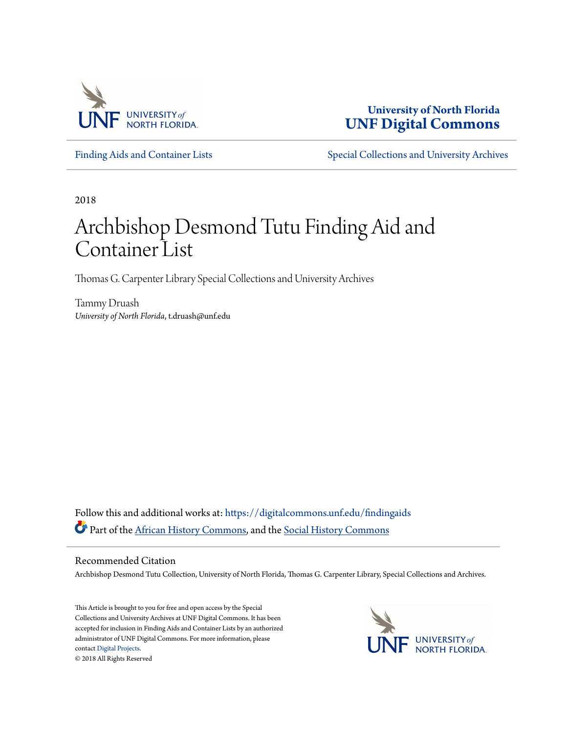University of North Florida
**UNF Digital Commons**

Finding Aids and Container Lists

Special Collections and University Archives

2018

# Archbishop Desmond Tutu Finding Aid and Container List

Thomas G. Carpenter Library Special Collections and University Archives

Tammy Druash
*University of North Florida*, t.druash@unf.edu

Follow this and additional works at: https://digitalcommons.unf.edu/findingaids

Part of the African History Commons, and the Social History Commons

## Recommended Citation

Archbishop Desmond Tutu Collection, University of North Florida, Thomas G. Carpenter Library, Special Collections and Archives.

This Article is brought to you for free and open access by the Special Collections and University Archives at UNF Digital Commons. It has been accepted for inclusion in Finding Aids and Container Lists by an authorized administrator of UNF Digital Commons. For more information, please contact Digital Projects.
© 2018 All Rights Reserved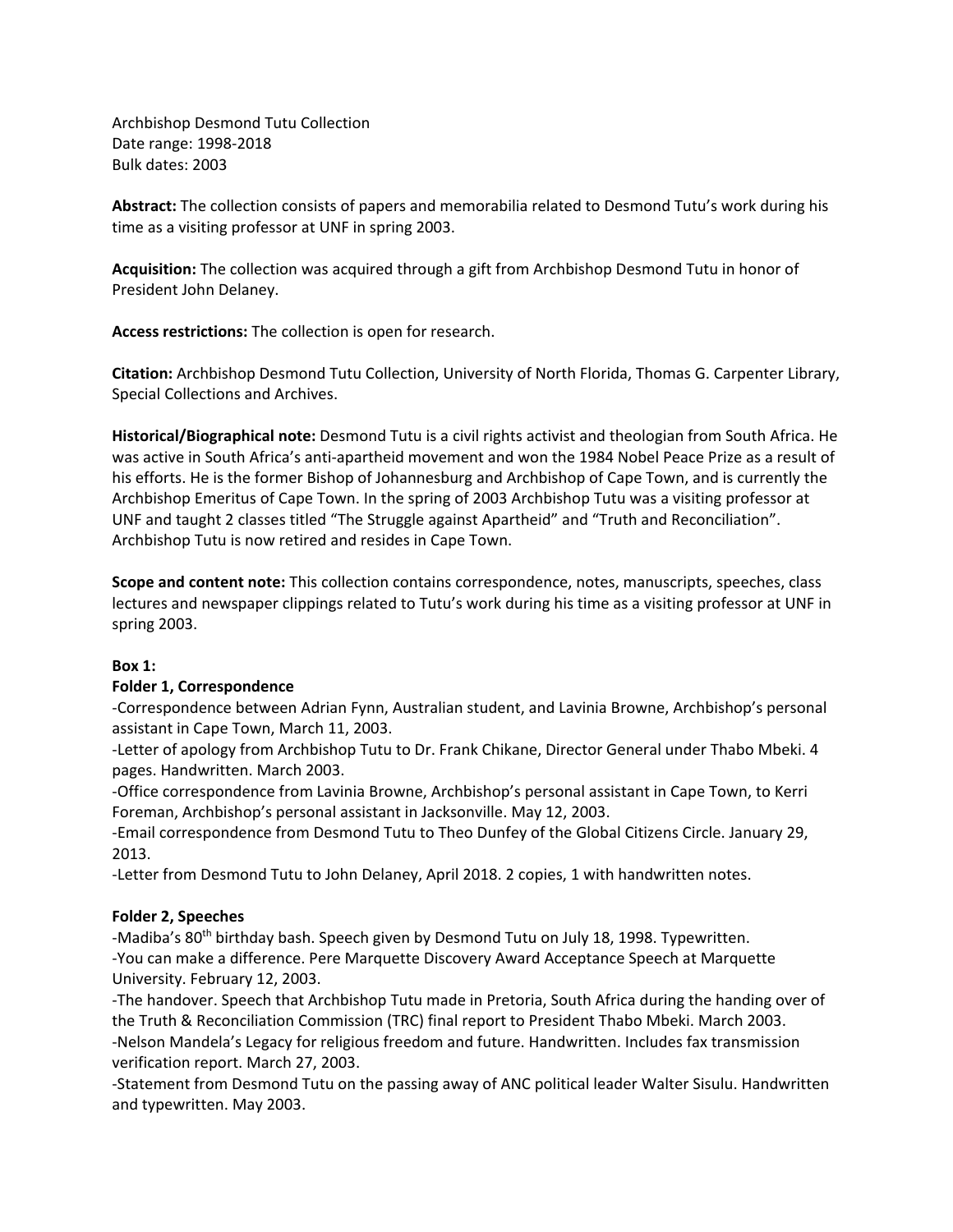Archbishop Desmond Tutu Collection
Date range: 1998-2018
Bulk dates: 2003

**Abstract:** The collection consists of papers and memorabilia related to Desmond Tutu's work during his time as a visiting professor at UNF in spring 2003.

**Acquisition:** The collection was acquired through a gift from Archbishop Desmond Tutu in honor of President John Delaney.

**Access restrictions:** The collection is open for research.

**Citation:** Archbishop Desmond Tutu Collection, University of North Florida, Thomas G. Carpenter Library, Special Collections and Archives.

**Historical/Biographical note:** Desmond Tutu is a civil rights activist and theologian from South Africa. He was active in South Africa's anti-apartheid movement and won the 1984 Nobel Peace Prize as a result of his efforts. He is the former Bishop of Johannesburg and Archbishop of Cape Town, and is currently the Archbishop Emeritus of Cape Town. In the spring of 2003 Archbishop Tutu was a visiting professor at UNF and taught 2 classes titled "The Struggle against Apartheid" and "Truth and Reconciliation". Archbishop Tutu is now retired and resides in Cape Town.

**Scope and content note:** This collection contains correspondence, notes, manuscripts, speeches, class lectures and newspaper clippings related to Tutu's work during his time as a visiting professor at UNF in spring 2003.

**Box 1:**

**Folder 1, Correspondence**

-Correspondence between Adrian Fynn, Australian student, and Lavinia Browne, Archbishop's personal assistant in Cape Town, March 11, 2003.
-Letter of apology from Archbishop Tutu to Dr. Frank Chikane, Director General under Thabo Mbeki. 4 pages. Handwritten. March 2003.
-Office correspondence from Lavinia Browne, Archbishop's personal assistant in Cape Town, to Kerri Foreman, Archbishop's personal assistant in Jacksonville. May 12, 2003.
-Email correspondence from Desmond Tutu to Theo Dunfey of the Global Citizens Circle. January 29, 2013.
-Letter from Desmond Tutu to John Delaney, April 2018. 2 copies, 1 with handwritten notes.

**Folder 2, Speeches**

-Madiba's 80th birthday bash. Speech given by Desmond Tutu on July 18, 1998. Typewritten.
-You can make a difference. Pere Marquette Discovery Award Acceptance Speech at Marquette University. February 12, 2003.
-The handover. Speech that Archbishop Tutu made in Pretoria, South Africa during the handing over of the Truth & Reconciliation Commission (TRC) final report to President Thabo Mbeki. March 2003.
-Nelson Mandela's Legacy for religious freedom and future. Handwritten. Includes fax transmission verification report. March 27, 2003.
-Statement from Desmond Tutu on the passing away of ANC political leader Walter Sisulu. Handwritten and typewritten. May 2003.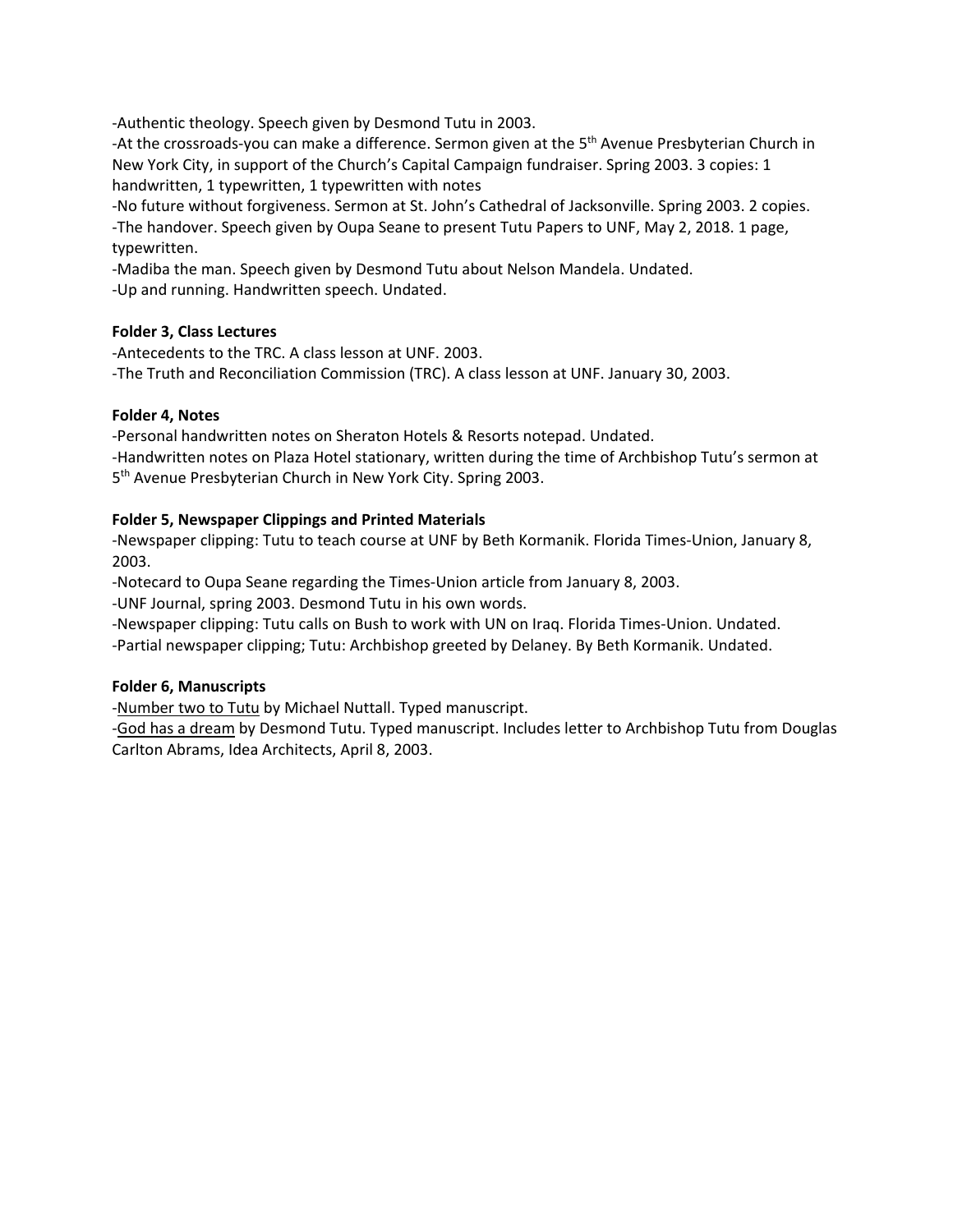-Authentic theology. Speech given by Desmond Tutu in 2003.

-At the crossroads-you can make a difference. Sermon given at the 5th Avenue Presbyterian Church in New York City, in support of the Church's Capital Campaign fundraiser. Spring 2003. 3 copies: 1 handwritten, 1 typewritten, 1 typewritten with notes

-No future without forgiveness. Sermon at St. John's Cathedral of Jacksonville. Spring 2003. 2 copies.

-The handover. Speech given by Oupa Seane to present Tutu Papers to UNF, May 2, 2018. 1 page, typewritten.

-Madiba the man. Speech given by Desmond Tutu about Nelson Mandela. Undated.

-Up and running. Handwritten speech. Undated.

**Folder 3, Class Lectures**

-Antecedents to the TRC. A class lesson at UNF. 2003.

-The Truth and Reconciliation Commission (TRC). A class lesson at UNF. January 30, 2003.

**Folder 4, Notes**

-Personal handwritten notes on Sheraton Hotels & Resorts notepad. Undated.

-Handwritten notes on Plaza Hotel stationary, written during the time of Archbishop Tutu's sermon at 5th Avenue Presbyterian Church in New York City. Spring 2003.

**Folder 5, Newspaper Clippings and Printed Materials**

-Newspaper clipping: Tutu to teach course at UNF by Beth Kormanik. Florida Times-Union, January 8, 2003.

-Notecard to Oupa Seane regarding the Times-Union article from January 8, 2003.

-UNF Journal, spring 2003. Desmond Tutu in his own words.

-Newspaper clipping: Tutu calls on Bush to work with UN on Iraq. Florida Times-Union. Undated.

-Partial newspaper clipping; Tutu: Archbishop greeted by Delaney. By Beth Kormanik. Undated.

**Folder 6, Manuscripts**

-Number two to Tutu by Michael Nuttall. Typed manuscript.

-God has a dream by Desmond Tutu. Typed manuscript. Includes letter to Archbishop Tutu from Douglas Carlton Abrams, Idea Architects, April 8, 2003.